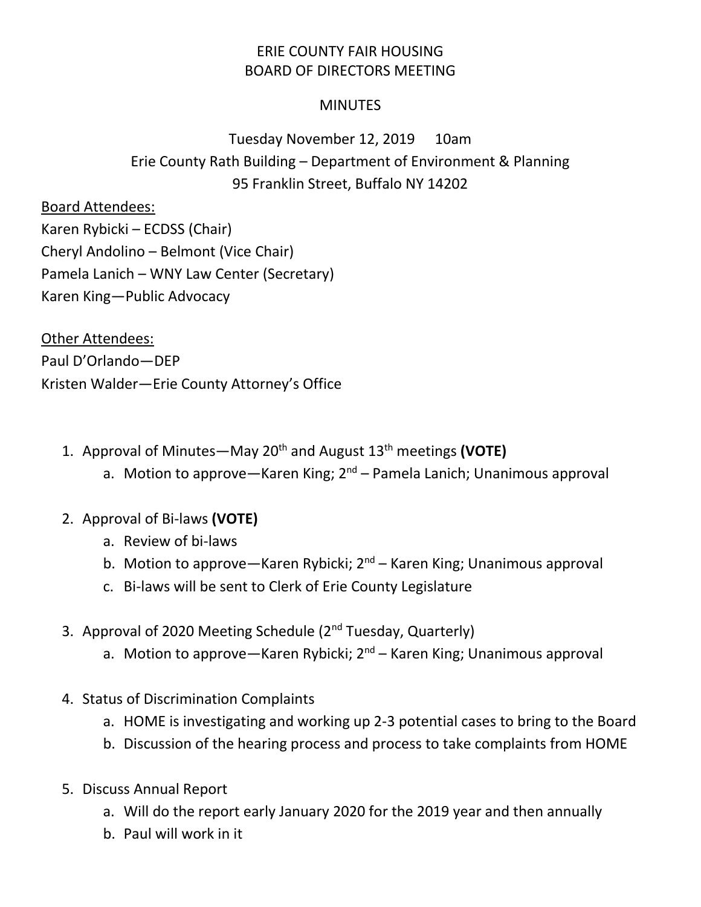# ERIE COUNTY FAIR HOUSING
# BOARD OF DIRECTORS MEETING

## MINUTES

Tuesday November 12, 2019 10am
Erie County Rath Building – Department of Environment & Planning
95 Franklin Street, Buffalo NY 14202

<u>Board Attendees:</u>
Karen Rybicki – ECDSS (Chair)
Cheryl Andolino – Belmont (Vice Chair)
Pamela Lanich – WNY Law Center (Secretary)
Karen King—Public Advocacy

<u>Other Attendees:</u>
Paul D'Orlando—DEP
Kristen Walder—Erie County Attorney's Office

1. Approval of Minutes—May 20th and August 13th meetings **(VOTE)**
   a. Motion to approve—Karen King; 2nd – Pamela Lanich; Unanimous approval

2. Approval of Bi-laws **(VOTE)**
   a. Review of bi-laws
   b. Motion to approve—Karen Rybicki; 2nd – Karen King; Unanimous approval
   c. Bi-laws will be sent to Clerk of Erie County Legislature

3. Approval of 2020 Meeting Schedule (2nd Tuesday, Quarterly)
   a. Motion to approve—Karen Rybicki; 2nd – Karen King; Unanimous approval

4. Status of Discrimination Complaints
   a. HOME is investigating and working up 2-3 potential cases to bring to the Board
   b. Discussion of the hearing process and process to take complaints from HOME

5. Discuss Annual Report
   a. Will do the report early January 2020 for the 2019 year and then annually
   b. Paul will work in it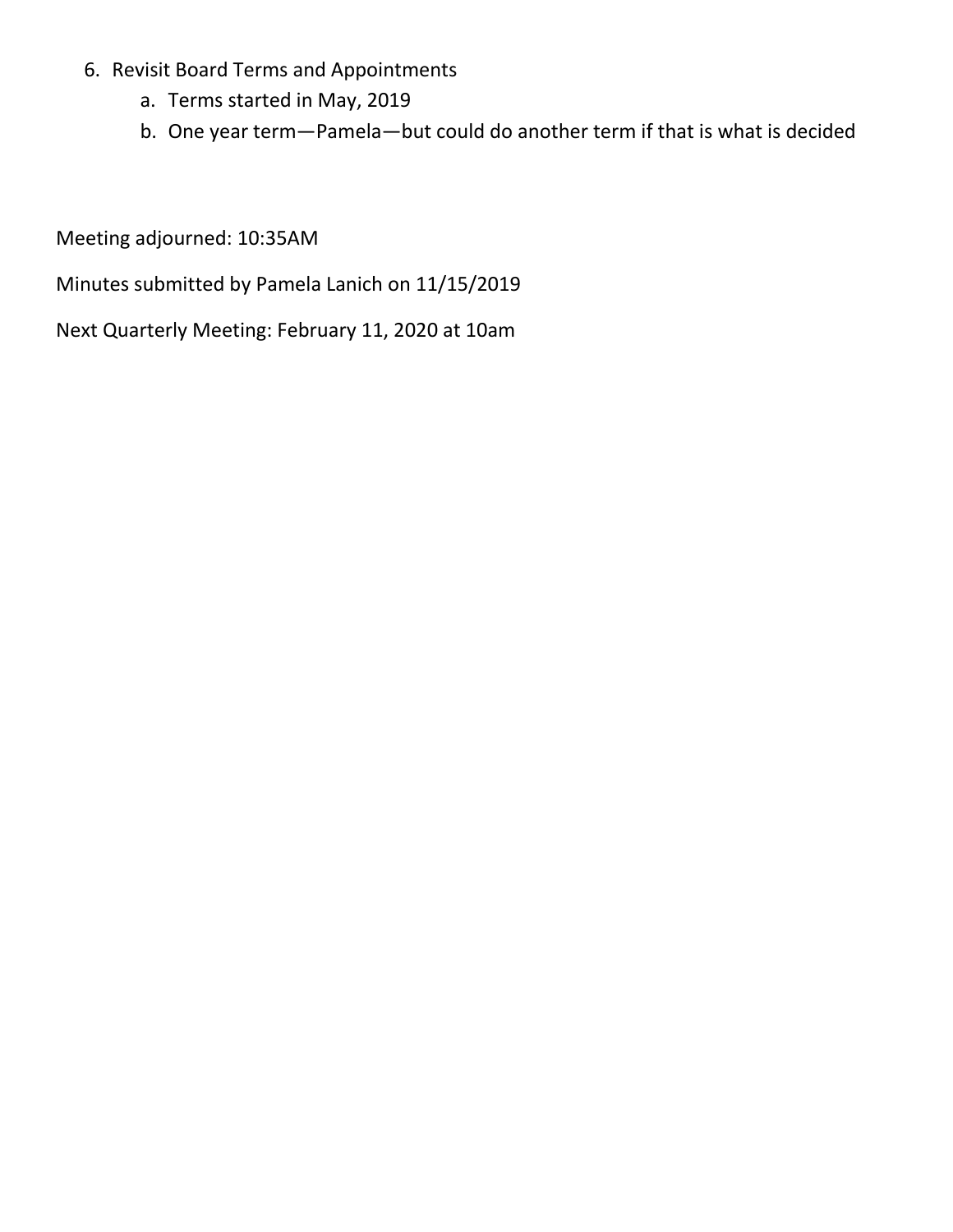6. Revisit Board Terms and Appointments
    a. Terms started in May, 2019
    b. One year term—Pamela—but could do another term if that is what is decided

Meeting adjourned: 10:35AM

Minutes submitted by Pamela Lanich on 11/15/2019

Next Quarterly Meeting: February 11, 2020 at 10am